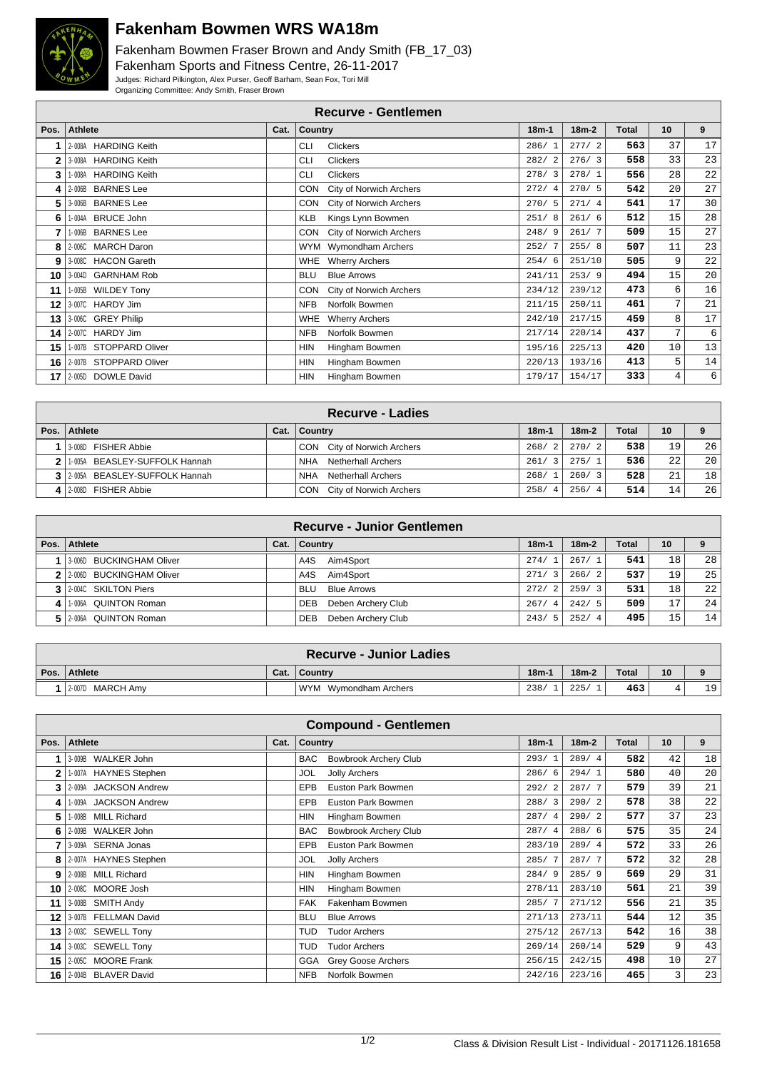# Fakenham Bowmen WRS WA18m

Fakenham Bowmen Fraser Brown and Andy Smith (FB_17_03)
Fakenham Sports and Fitness Centre, 26-11-2017
Judges: Richard Pilkington, Alex Purser, Geoff Barham, Sean Fox, Tori Mill
Organizing Committee: Andy Smith, Fraser Brown

## Recurve - Gentlemen

| Pos. | Athlete | Cat. | Country | 18m-1 | 18m-2 | Total | 10 | 9 |
|---|---|---|---|---|---|---|---|---|
| 1 | 2-008A HARDING Keith | | CLI Clickers | 286/ 1 | 277/ 2 | 563 | 37 | 17 |
| 2 | 3-008A HARDING Keith | | CLI Clickers | 282/ 2 | 276/ 3 | 558 | 33 | 23 |
| 3 | 1-008A HARDING Keith | | CLI Clickers | 278/ 3 | 278/ 1 | 556 | 28 | 22 |
| 4 | 2-006B BARNES Lee | | CON City of Norwich Archers | 272/ 4 | 270/ 5 | 542 | 20 | 27 |
| 5 | 3-006B BARNES Lee | | CON City of Norwich Archers | 270/ 5 | 271/ 4 | 541 | 17 | 30 |
| 6 | 1-004A BRUCE John | | KLB Kings Lynn Bowmen | 251/ 8 | 261/ 6 | 512 | 15 | 28 |
| 7 | 1-006B BARNES Lee | | CON City of Norwich Archers | 248/ 9 | 261/ 7 | 509 | 15 | 27 |
| 8 | 2-006C MARCH Daron | | WYM Wymondham Archers | 252/ 7 | 255/ 8 | 507 | 11 | 23 |
| 9 | 3-008C HACON Gareth | | WHE Wherry Archers | 254/ 6 | 251/10 | 505 | 9 | 22 |
| 10 | 3-004D GARNHAM Rob | | BLU Blue Arrows | 241/11 | 253/ 9 | 494 | 15 | 20 |
| 11 | 1-005B WILDEY Tony | | CON City of Norwich Archers | 234/12 | 239/12 | 473 | 6 | 16 |
| 12 | 3-007C HARDY Jim | | NFB Norfolk Bowmen | 211/15 | 250/11 | 461 | 7 | 21 |
| 13 | 3-006C GREY Philip | | WHE Wherry Archers | 242/10 | 217/15 | 459 | 8 | 17 |
| 14 | 2-007C HARDY Jim | | NFB Norfolk Bowmen | 217/14 | 220/14 | 437 | 7 | 6 |
| 15 | 1-007B STOPPARD Oliver | | HIN Hingham Bowmen | 195/16 | 225/13 | 420 | 10 | 13 |
| 16 | 2-007B STOPPARD Oliver | | HIN Hingham Bowmen | 220/13 | 193/16 | 413 | 5 | 14 |
| 17 | 2-005D DOWLE David | | HIN Hingham Bowmen | 179/17 | 154/17 | 333 | 4 | 6 |

## Recurve - Ladies

| Pos. | Athlete | Cat. | Country | 18m-1 | 18m-2 | Total | 10 | 9 |
|---|---|---|---|---|---|---|---|---|
| 1 | 3-008D FISHER Abbie | | CON City of Norwich Archers | 268/ 2 | 270/ 2 | 538 | 19 | 26 |
| 2 | 1-005A BEASLEY-SUFFOLK Hannah | | NHA Netherhall Archers | 261/ 3 | 275/ 1 | 536 | 22 | 20 |
| 3 | 2-005A BEASLEY-SUFFOLK Hannah | | NHA Netherhall Archers | 268/ 1 | 260/ 3 | 528 | 21 | 18 |
| 4 | 2-008D FISHER Abbie | | CON City of Norwich Archers | 258/ 4 | 256/ 4 | 514 | 14 | 26 |

## Recurve - Junior Gentlemen

| Pos. | Athlete | Cat. | Country | 18m-1 | 18m-2 | Total | 10 | 9 |
|---|---|---|---|---|---|---|---|---|
| 1 | 3-006D BUCKINGHAM Oliver | | A4S Aim4Sport | 274/ 1 | 267/ 1 | 541 | 18 | 28 |
| 2 | 2-006D BUCKINGHAM Oliver | | A4S Aim4Sport | 271/ 3 | 266/ 2 | 537 | 19 | 25 |
| 3 | 2-004C SKILTON Piers | | BLU Blue Arrows | 272/ 2 | 259/ 3 | 531 | 18 | 22 |
| 4 | 1-006A QUINTON Roman | | DEB Deben Archery Club | 267/ 4 | 242/ 5 | 509 | 17 | 24 |
| 5 | 2-006A QUINTON Roman | | DEB Deben Archery Club | 243/ 5 | 252/ 4 | 495 | 15 | 14 |

## Recurve - Junior Ladies

| Pos. | Athlete | Cat. | Country | 18m-1 | 18m-2 | Total | 10 | 9 |
|---|---|---|---|---|---|---|---|---|
| 1 | 2-007D MARCH Amy | | WYM Wymondham Archers | 238/ 1 | 225/ 1 | 463 | 4 | 19 |

## Compound - Gentlemen

| Pos. | Athlete | Cat. | Country | 18m-1 | 18m-2 | Total | 10 | 9 |
|---|---|---|---|---|---|---|---|---|
| 1 | 3-009B WALKER John | | BAC Bowbrook Archery Club | 293/ 1 | 289/ 4 | 582 | 42 | 18 |
| 2 | 1-007A HAYNES Stephen | | JOL Jolly Archers | 286/ 6 | 294/ 1 | 580 | 40 | 20 |
| 3 | 2-009A JACKSON Andrew | | EPB Euston Park Bowmen | 292/ 2 | 287/ 7 | 579 | 39 | 21 |
| 4 | 1-009A JACKSON Andrew | | EPB Euston Park Bowmen | 288/ 3 | 290/ 2 | 578 | 38 | 22 |
| 5 | 1-008B MILL Richard | | HIN Hingham Bowmen | 287/ 4 | 290/ 2 | 577 | 37 | 23 |
| 6 | 2-009B WALKER John | | BAC Bowbrook Archery Club | 287/ 4 | 288/ 6 | 575 | 35 | 24 |
| 7 | 3-009A SERNA Jonas | | EPB Euston Park Bowmen | 283/10 | 289/ 4 | 572 | 33 | 26 |
| 8 | 2-007A HAYNES Stephen | | JOL Jolly Archers | 285/ 7 | 287/ 7 | 572 | 32 | 28 |
| 9 | 2-008B MILL Richard | | HIN Hingham Bowmen | 284/ 9 | 285/ 9 | 569 | 29 | 31 |
| 10 | 2-008C MOORE Josh | | HIN Hingham Bowmen | 278/11 | 283/10 | 561 | 21 | 39 |
| 11 | 3-008B SMITH Andy | | FAK Fakenham Bowmen | 285/ 7 | 271/12 | 556 | 21 | 35 |
| 12 | 3-007B FELLMAN David | | BLU Blue Arrows | 271/13 | 273/11 | 544 | 12 | 35 |
| 13 | 2-003C SEWELL Tony | | TUD Tudor Archers | 275/12 | 267/13 | 542 | 16 | 38 |
| 14 | 3-003C SEWELL Tony | | TUD Tudor Archers | 269/14 | 260/14 | 529 | 9 | 43 |
| 15 | 2-005C MOORE Frank | | GGA Grey Goose Archers | 256/15 | 242/15 | 498 | 10 | 27 |
| 16 | 2-004B BLAVER David | | NFB Norfolk Bowmen | 242/16 | 223/16 | 465 | 3 | 23 |

Class & Division Result List - Individual - 20171126.181658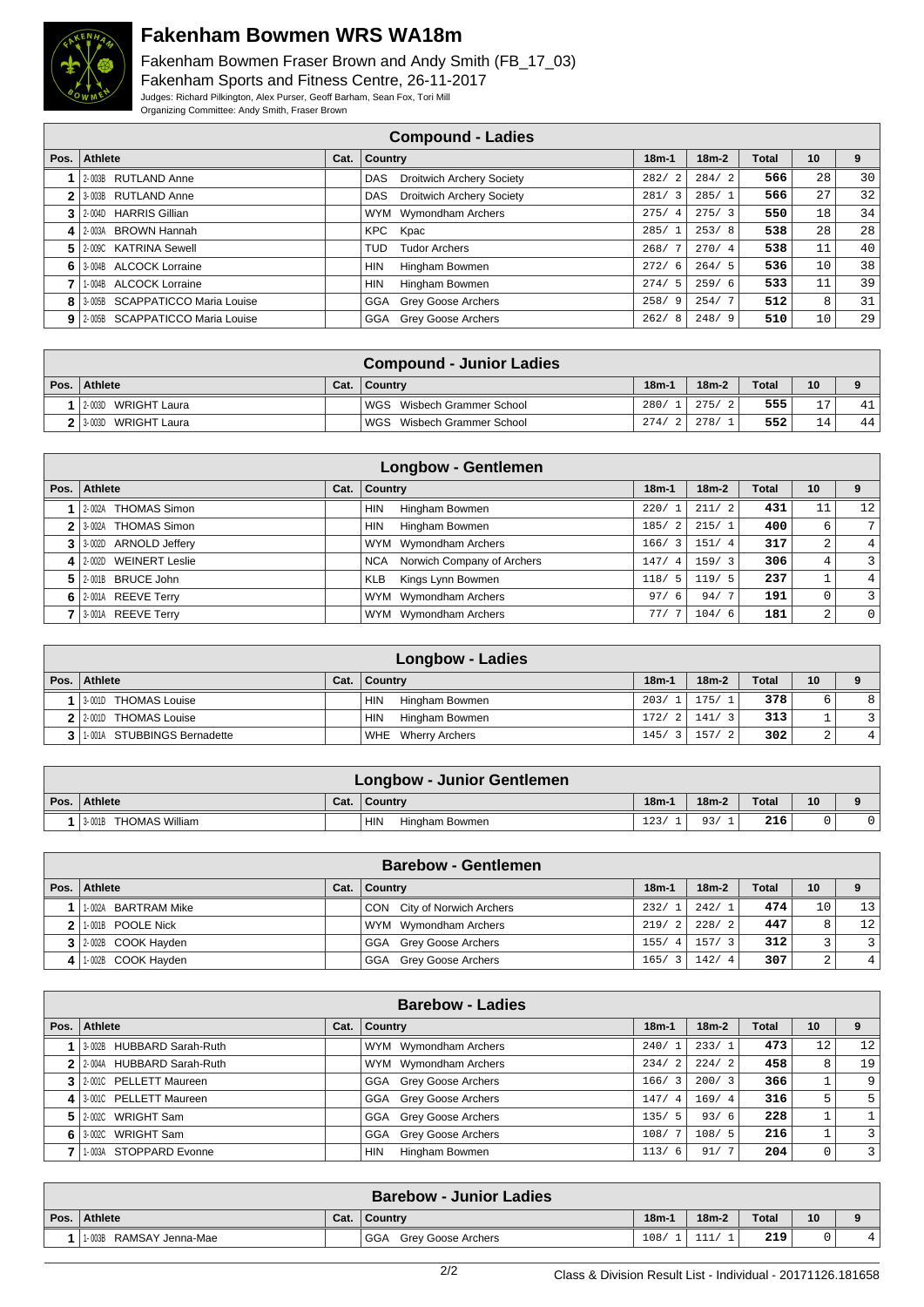# Fakenham Bowmen WRS WA18m

Fakenham Bowmen Fraser Brown and Andy Smith (FB_17_03)

Fakenham Sports and Fitness Centre, 26-11-2017

Judges: Richard Pilkington, Alex Purser, Geoff Barham, Sean Fox, Tori Mill

Organizing Committee: Andy Smith, Fraser Brown

## Compound - Ladies

| Pos. | Athlete | Cat. | Country | 18m-1 | 18m-2 | Total | 10 | 9 |
|---|---|---|---|---|---|---|---|---|
| 1 | 2-003B RUTLAND Anne | | DAS Droitwich Archery Society | 282/ 2 | 284/ 2 | 566 | 28 | 30 |
| 2 | 3-003B RUTLAND Anne | | DAS Droitwich Archery Society | 281/ 3 | 285/ 1 | 566 | 27 | 32 |
| 3 | 2-004D HARRIS Gillian | | WYM Wymondham Archers | 275/ 4 | 275/ 3 | 550 | 18 | 34 |
| 4 | 2-003A BROWN Hannah | | KPC Kpac | 285/ 1 | 253/ 8 | 538 | 28 | 28 |
| 5 | 2-009C KATRINA Sewell | | TUD Tudor Archers | 268/ 7 | 270/ 4 | 538 | 11 | 40 |
| 6 | 3-004B ALCOCK Lorraine | | HIN Hingham Bowmen | 272/ 6 | 264/ 5 | 536 | 10 | 38 |
| 7 | 1-004B ALCOCK Lorraine | | HIN Hingham Bowmen | 274/ 5 | 259/ 6 | 533 | 11 | 39 |
| 8 | 3-005B SCAPPATICCO Maria Louise | | GGA Grey Goose Archers | 258/ 9 | 254/ 7 | 512 | 8 | 31 |
| 9 | 2-005B SCAPPATICCO Maria Louise | | GGA Grey Goose Archers | 262/ 8 | 248/ 9 | 510 | 10 | 29 |

## Compound - Junior Ladies

| Pos. | Athlete | Cat. | Country | 18m-1 | 18m-2 | Total | 10 | 9 |
|---|---|---|---|---|---|---|---|---|
| 1 | 2-003D WRIGHT Laura | | WGS Wisbech Grammer School | 280/ 1 | 275/ 2 | 555 | 17 | 41 |
| 2 | 3-003D WRIGHT Laura | | WGS Wisbech Grammer School | 274/ 2 | 278/ 1 | 552 | 14 | 44 |

## Longbow - Gentlemen

| Pos. | Athlete | Cat. | Country | 18m-1 | 18m-2 | Total | 10 | 9 |
|---|---|---|---|---|---|---|---|---|
| 1 | 2-002A THOMAS Simon | | HIN Hingham Bowmen | 220/ 1 | 211/ 2 | 431 | 11 | 12 |
| 2 | 3-002A THOMAS Simon | | HIN Hingham Bowmen | 185/ 2 | 215/ 1 | 400 | 6 | 7 |
| 3 | 3-002D ARNOLD Jeffery | | WYM Wymondham Archers | 166/ 3 | 151/ 4 | 317 | 2 | 4 |
| 4 | 2-002D WEINERT Leslie | | NCA Norwich Company of Archers | 147/ 4 | 159/ 3 | 306 | 4 | 3 |
| 5 | 2-001B BRUCE John | | KLB Kings Lynn Bowmen | 118/ 5 | 119/ 5 | 237 | 1 | 4 |
| 6 | 2-001A REEVE Terry | | WYM Wymondham Archers | 97/ 6 | 94/ 7 | 191 | 0 | 3 |
| 7 | 3-001A REEVE Terry | | WYM Wymondham Archers | 77/ 7 | 104/ 6 | 181 | 2 | 0 |

## Longbow - Ladies

| Pos. | Athlete | Cat. | Country | 18m-1 | 18m-2 | Total | 10 | 9 |
|---|---|---|---|---|---|---|---|---|
| 1 | 3-001D THOMAS Louise | | HIN Hingham Bowmen | 203/ 1 | 175/ 1 | 378 | 6 | 8 |
| 2 | 2-001D THOMAS Louise | | HIN Hingham Bowmen | 172/ 2 | 141/ 3 | 313 | 1 | 3 |
| 3 | 1-001A STUBBINGS Bernadette | | WHE Wherry Archers | 145/ 3 | 157/ 2 | 302 | 2 | 4 |

## Longbow - Junior Gentlemen

| Pos. | Athlete | Cat. | Country | 18m-1 | 18m-2 | Total | 10 | 9 |
|---|---|---|---|---|---|---|---|---|
| 1 | 3-001B THOMAS William | | HIN Hingham Bowmen | 123/ 1 | 93/ 1 | 216 | 0 | 0 |

## Barebow - Gentlemen

| Pos. | Athlete | Cat. | Country | 18m-1 | 18m-2 | Total | 10 | 9 |
|---|---|---|---|---|---|---|---|---|
| 1 | 1-002A BARTRAM Mike | | CON City of Norwich Archers | 232/ 1 | 242/ 1 | 474 | 10 | 13 |
| 2 | 1-001B POOLE Nick | | WYM Wymondham Archers | 219/ 2 | 228/ 2 | 447 | 8 | 12 |
| 3 | 2-002B COOK Hayden | | GGA Grey Goose Archers | 155/ 4 | 157/ 3 | 312 | 3 | 3 |
| 4 | 1-002B COOK Hayden | | GGA Grey Goose Archers | 165/ 3 | 142/ 4 | 307 | 2 | 4 |

## Barebow - Ladies

| Pos. | Athlete | Cat. | Country | 18m-1 | 18m-2 | Total | 10 | 9 |
|---|---|---|---|---|---|---|---|---|
| 1 | 3-002B HUBBARD Sarah-Ruth | | WYM Wymondham Archers | 240/ 1 | 233/ 1 | 473 | 12 | 12 |
| 2 | 2-004A HUBBARD Sarah-Ruth | | WYM Wymondham Archers | 234/ 2 | 224/ 2 | 458 | 8 | 19 |
| 3 | 2-001C PELLETT Maureen | | GGA Grey Goose Archers | 166/ 3 | 200/ 3 | 366 | 1 | 9 |
| 4 | 3-001C PELLETT Maureen | | GGA Grey Goose Archers | 147/ 4 | 169/ 4 | 316 | 5 | 5 |
| 5 | 2-002C WRIGHT Sam | | GGA Grey Goose Archers | 135/ 5 | 93/ 6 | 228 | 1 | 1 |
| 6 | 3-002C WRIGHT Sam | | GGA Grey Goose Archers | 108/ 7 | 108/ 5 | 216 | 1 | 3 |
| 7 | 1-003A STOPPARD Evonne | | HIN Hingham Bowmen | 113/ 6 | 91/ 7 | 204 | 0 | 3 |

## Barebow - Junior Ladies

| Pos. | Athlete | Cat. | Country | 18m-1 | 18m-2 | Total | 10 | 9 |
|---|---|---|---|---|---|---|---|---|
| 1 | 1-003B RAMSAY Jenna-Mae | | GGA Grey Goose Archers | 108/ 1 | 111/ 1 | 219 | 0 | 4 |

Class & Division Result List - Individual - 20171126.181658